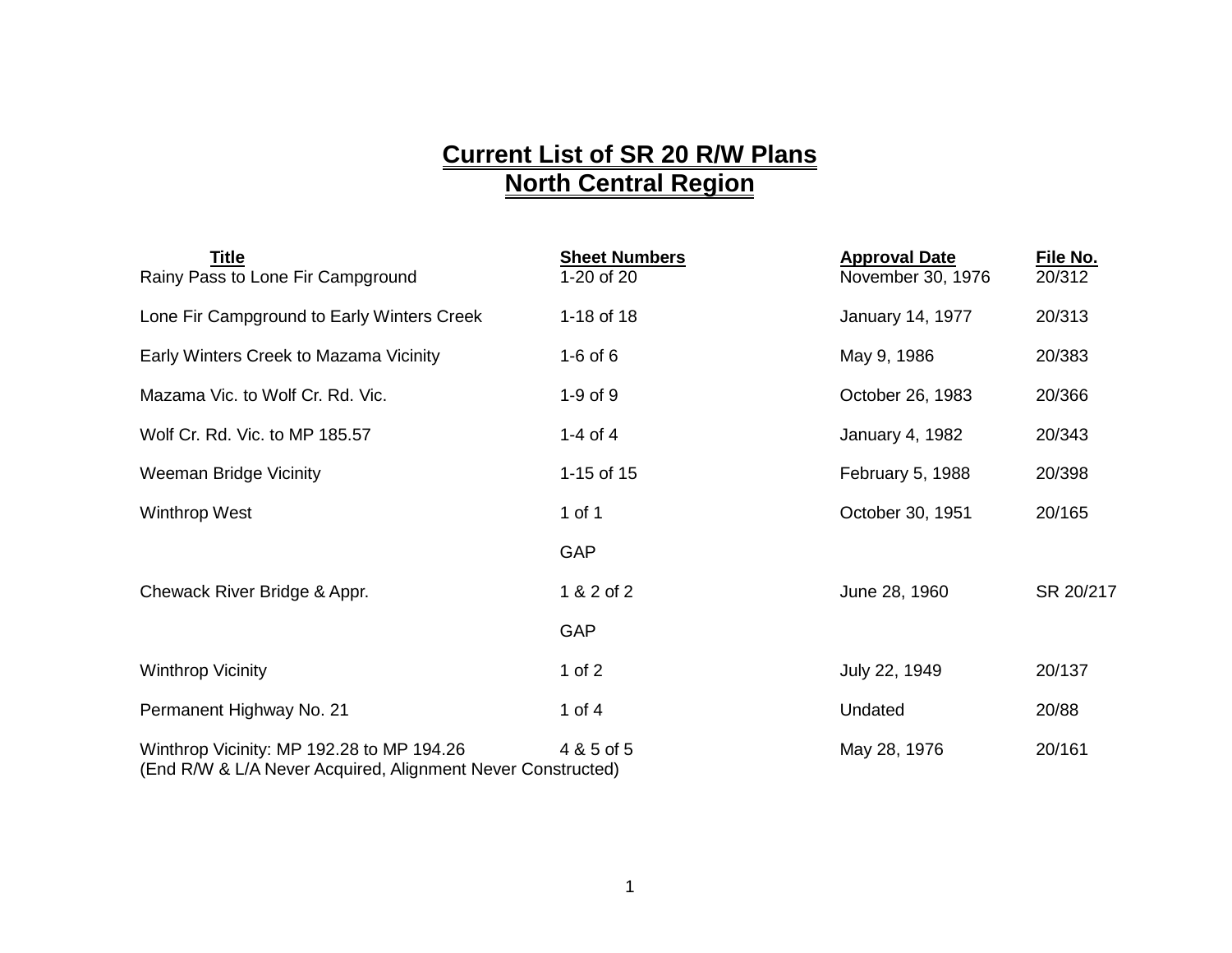# Current List of SR 20 R/W Plans
# North Central Region

| Title | Sheet Numbers | Approval Date | File No. |
|---|---|---|---|
| Rainy Pass to Lone Fir Campground | 1-20 of 20 | November 30, 1976 | 20/312 |
| Lone Fir Campground to Early Winters Creek | 1-18 of 18 | January 14, 1977 | 20/313 |
| Early Winters Creek to Mazama Vicinity | 1-6 of 6 | May 9, 1986 | 20/383 |
| Mazama Vic. to Wolf Cr. Rd. Vic. | 1-9 of 9 | October 26, 1983 | 20/366 |
| Wolf Cr. Rd. Vic. to MP 185.57 | 1-4 of 4 | January 4, 1982 | 20/343 |
| Weeman Bridge Vicinity | 1-15 of 15 | February 5, 1988 | 20/398 |
| Winthrop West | 1 of 1 | October 30, 1951 | 20/165 |
| | GAP | | |
| Chewack River Bridge & Appr. | 1 & 2 of 2 | June 28, 1960 | SR 20/217 |
| | GAP | | |
| Winthrop Vicinity | 1 of 2 | July 22, 1949 | 20/137 |
| Permanent Highway No. 21 | 1 of 4 | Undated | 20/88 |
| Winthrop Vicinity: MP 192.28 to MP 194.26 (End R/W & L/A Never Acquired, Alignment Never Constructed) | 4 & 5 of 5 | May 28, 1976 | 20/161 |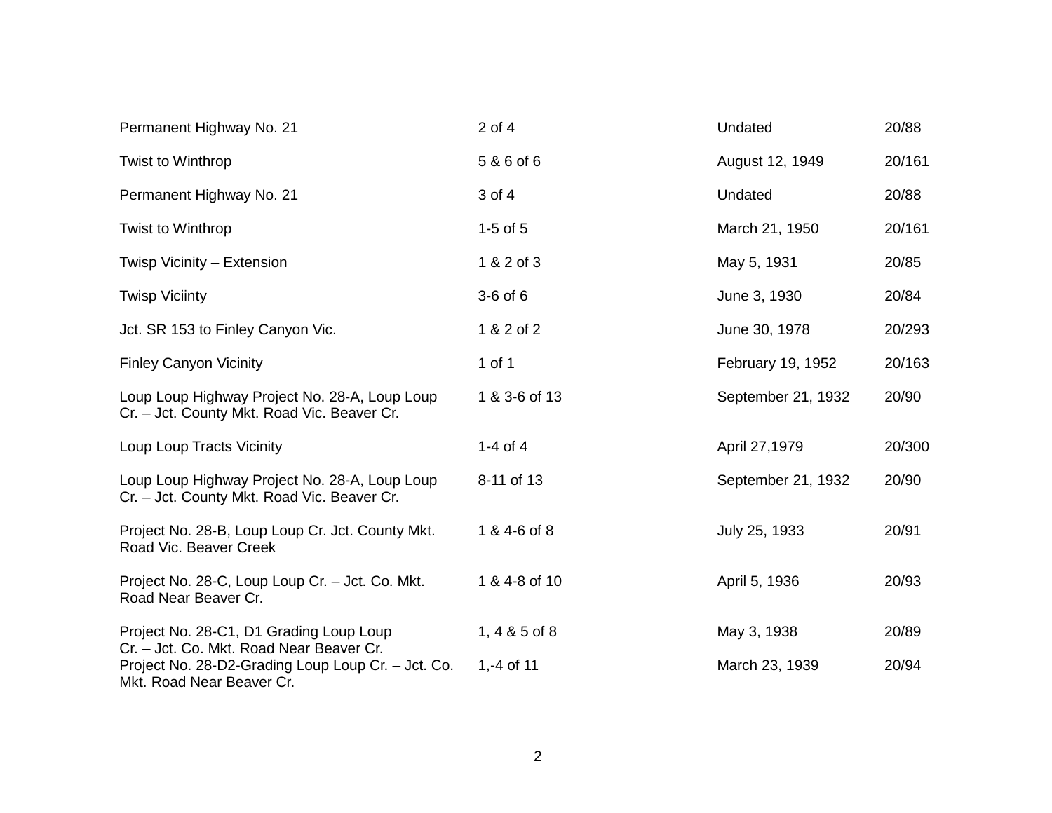| | | | |
|---|---|---|---|
| Permanent Highway No. 21 | 2 of 4 | Undated | 20/88 |
| Twist to Winthrop | 5 & 6 of 6 | August 12, 1949 | 20/161 |
| Permanent Highway No. 21 | 3 of 4 | Undated | 20/88 |
| Twist to Winthrop | 1-5 of 5 | March 21, 1950 | 20/161 |
| Twisp Vicinity – Extension | 1 & 2 of 3 | May 5, 1931 | 20/85 |
| Twisp Viciinty | 3-6 of 6 | June 3, 1930 | 20/84 |
| Jct. SR 153 to Finley Canyon Vic. | 1 & 2 of 2 | June 30, 1978 | 20/293 |
| Finley Canyon Vicinity | 1 of 1 | February 19, 1952 | 20/163 |
| Loup Loup Highway Project No. 28-A, Loup Loup Cr. – Jct. County Mkt. Road Vic. Beaver Cr. | 1 & 3-6 of 13 | September 21, 1932 | 20/90 |
| Loup Loup Tracts Vicinity | 1-4 of 4 | April 27,1979 | 20/300 |
| Loup Loup Highway Project No. 28-A, Loup Loup Cr. – Jct. County Mkt. Road Vic. Beaver Cr. | 8-11 of 13 | September 21, 1932 | 20/90 |
| Project No. 28-B, Loup Loup Cr. Jct. County Mkt. Road Vic. Beaver Creek | 1 & 4-6 of 8 | July 25, 1933 | 20/91 |
| Project No. 28-C, Loup Loup Cr. – Jct. Co. Mkt. Road Near Beaver Cr. | 1 & 4-8 of 10 | April 5, 1936 | 20/93 |
| Project No. 28-C1, D1 Grading Loup Loup Cr. – Jct. Co. Mkt. Road Near Beaver Cr. | 1, 4 & 5 of 8 | May 3, 1938 | 20/89 |
| Project No. 28-D2-Grading Loup Loup Cr. – Jct. Co. Mkt. Road Near Beaver Cr. | 1,-4 of 11 | March 23, 1939 | 20/94 |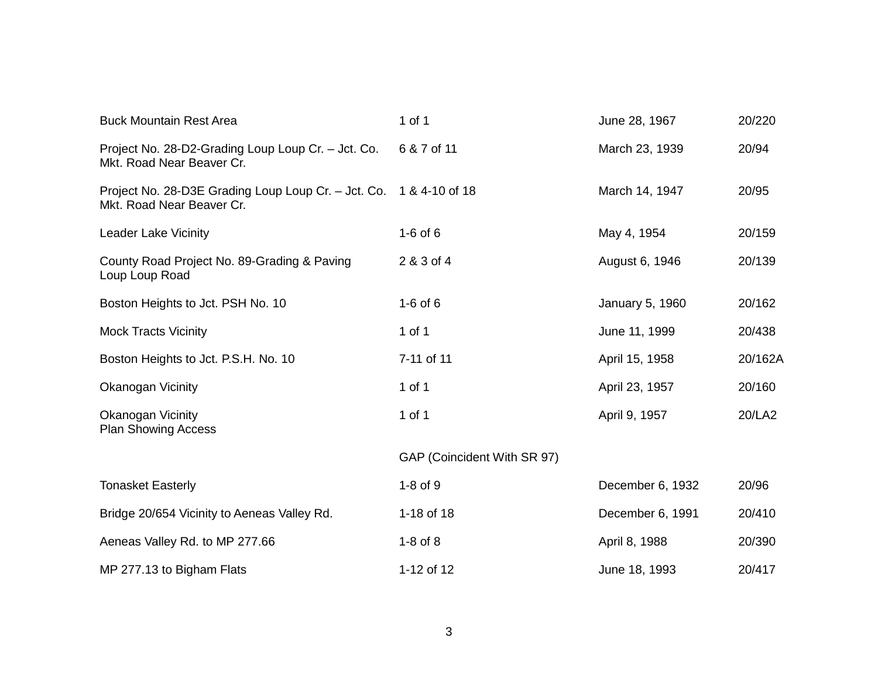| | | | |
|---|---|---|---|
| Buck Mountain Rest Area | 1 of 1 | June 28, 1967 | 20/220 |
| Project No. 28-D2-Grading Loup Loup Cr. – Jct. Co. Mkt. Road Near Beaver Cr. | 6 & 7 of 11 | March 23, 1939 | 20/94 |
| Project No. 28-D3E Grading Loup Loup Cr. – Jct. Co. Mkt. Road Near Beaver Cr. | 1 & 4-10 of 18 | March 14, 1947 | 20/95 |
| Leader Lake Vicinity | 1-6 of 6 | May 4, 1954 | 20/159 |
| County Road Project No. 89-Grading & Paving Loup Loup Road | 2 & 3 of 4 | August 6, 1946 | 20/139 |
| Boston Heights to Jct. PSH No. 10 | 1-6 of 6 | January 5, 1960 | 20/162 |
| Mock Tracts Vicinity | 1 of 1 | June 11, 1999 | 20/438 |
| Boston Heights to Jct. P.S.H. No. 10 | 7-11 of 11 | April 15, 1958 | 20/162A |
| Okanogan Vicinity | 1 of 1 | April 23, 1957 | 20/160 |
| Okanogan Vicinity Plan Showing Access | 1 of 1 | April 9, 1957 | 20/LA2 |
| | GAP (Coincident With SR 97) | | |
| Tonasket Easterly | 1-8 of 9 | December 6, 1932 | 20/96 |
| Bridge 20/654 Vicinity to Aeneas Valley Rd. | 1-18 of 18 | December 6, 1991 | 20/410 |
| Aeneas Valley Rd. to MP 277.66 | 1-8 of 8 | April 8, 1988 | 20/390 |
| MP 277.13 to Bigham Flats | 1-12 of 12 | June 18, 1993 | 20/417 |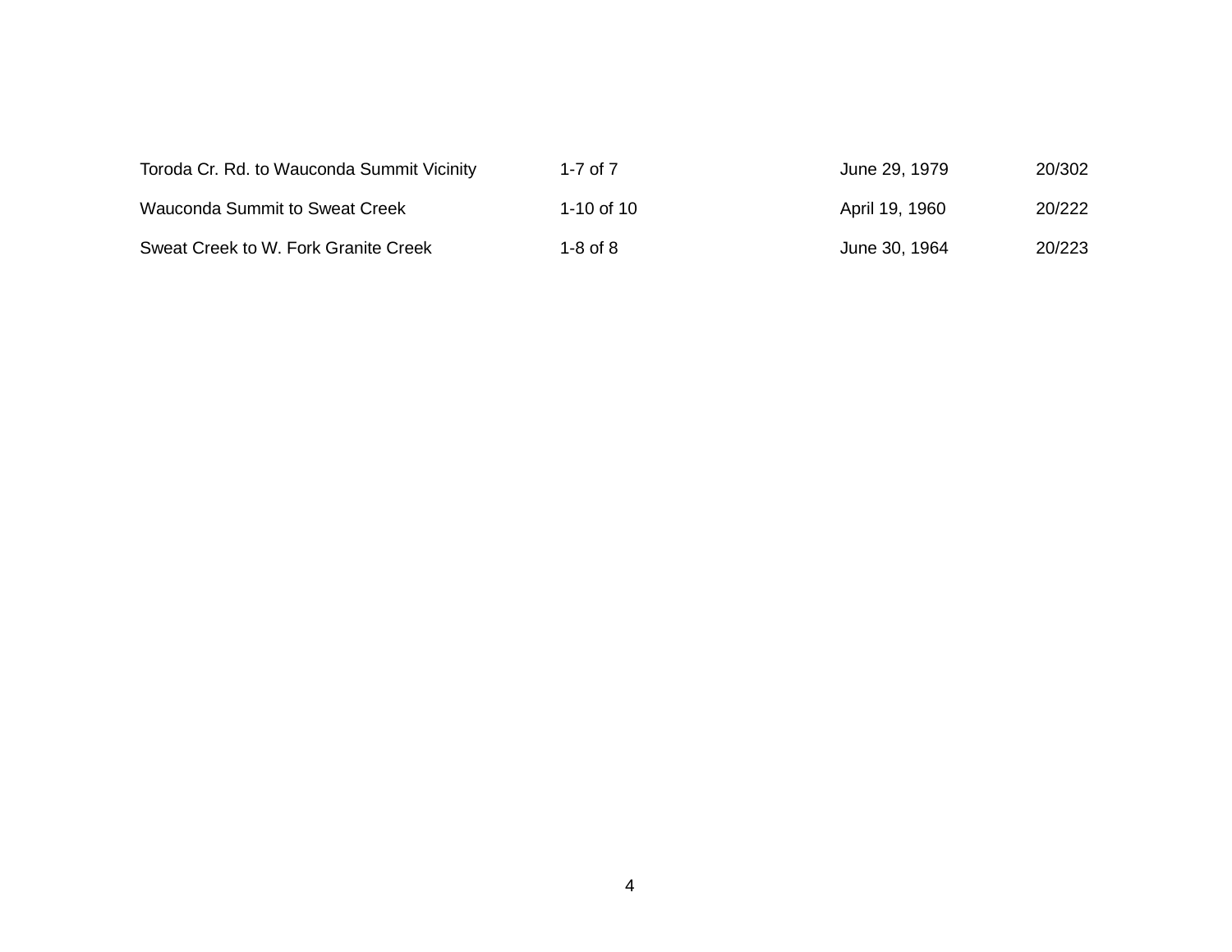| | | | |
|---|---|---|---|
| Toroda Cr. Rd. to Wauconda Summit Vicinity | 1-7 of 7 | June 29, 1979 | 20/302 |
| Wauconda Summit to Sweat Creek | 1-10 of 10 | April 19, 1960 | 20/222 |
| Sweat Creek to W. Fork Granite Creek | 1-8 of 8 | June 30, 1964 | 20/223 |